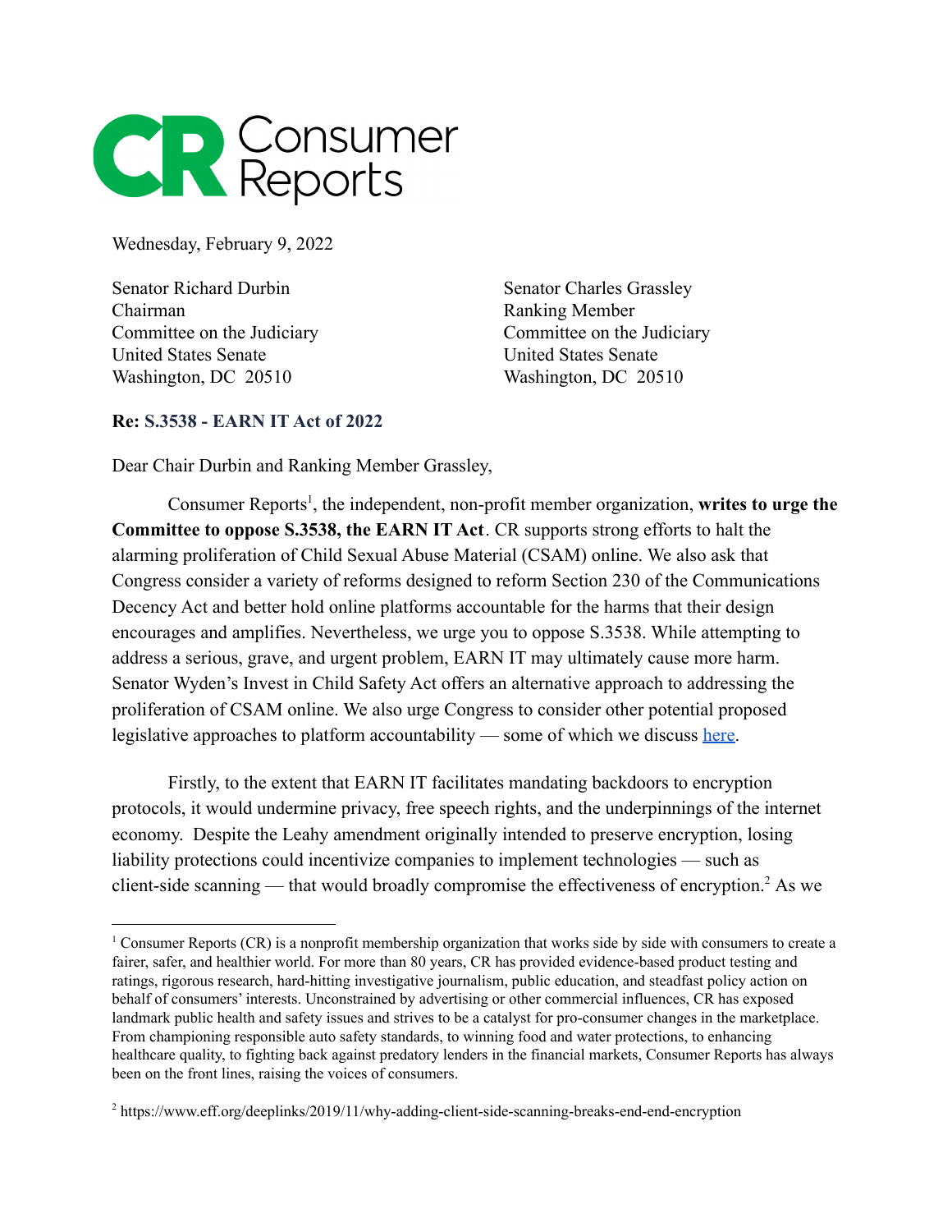Consumer Reports

Wednesday, February 9, 2022

Senator Richard Durbin
Chairman
Committee on the Judiciary
United States Senate
Washington, DC 20510

Senator Charles Grassley
Ranking Member
Committee on the Judiciary
United States Senate
Washington, DC 20510

**Re: S.3538 - EARN IT Act of 2022**

Dear Chair Durbin and Ranking Member Grassley,

Consumer Reports[1], the independent, non-profit member organization, **writes to urge the Committee to oppose S.3538, the EARN IT Act**. CR supports strong efforts to halt the alarming proliferation of Child Sexual Abuse Material (CSAM) online. We also ask that Congress consider a variety of reforms designed to reform Section 230 of the Communications Decency Act and better hold online platforms accountable for the harms that their design encourages and amplifies. Nevertheless, we urge you to oppose S.3538. While attempting to address a serious, grave, and urgent problem, EARN IT may ultimately cause more harm. Senator Wyden's Invest in Child Safety Act offers an alternative approach to addressing the proliferation of CSAM online. We also urge Congress to consider other potential proposed legislative approaches to platform accountability — some of which we discuss here.

Firstly, to the extent that EARN IT facilitates mandating backdoors to encryption protocols, it would undermine privacy, free speech rights, and the underpinnings of the internet economy. Despite the Leahy amendment originally intended to preserve encryption, losing liability protections could incentivize companies to implement technologies — such as client-side scanning — that would broadly compromise the effectiveness of encryption.[2] As we

---

[1] Consumer Reports (CR) is a nonprofit membership organization that works side by side with consumers to create a fairer, safer, and healthier world. For more than 80 years, CR has provided evidence-based product testing and ratings, rigorous research, hard-hitting investigative journalism, public education, and steadfast policy action on behalf of consumers' interests. Unconstrained by advertising or other commercial influences, CR has exposed landmark public health and safety issues and strives to be a catalyst for pro-consumer changes in the marketplace. From championing responsible auto safety standards, to winning food and water protections, to enhancing healthcare quality, to fighting back against predatory lenders in the financial markets, Consumer Reports has always been on the front lines, raising the voices of consumers.

[2] https://www.eff.org/deeplinks/2019/11/why-adding-client-side-scanning-breaks-end-end-encryption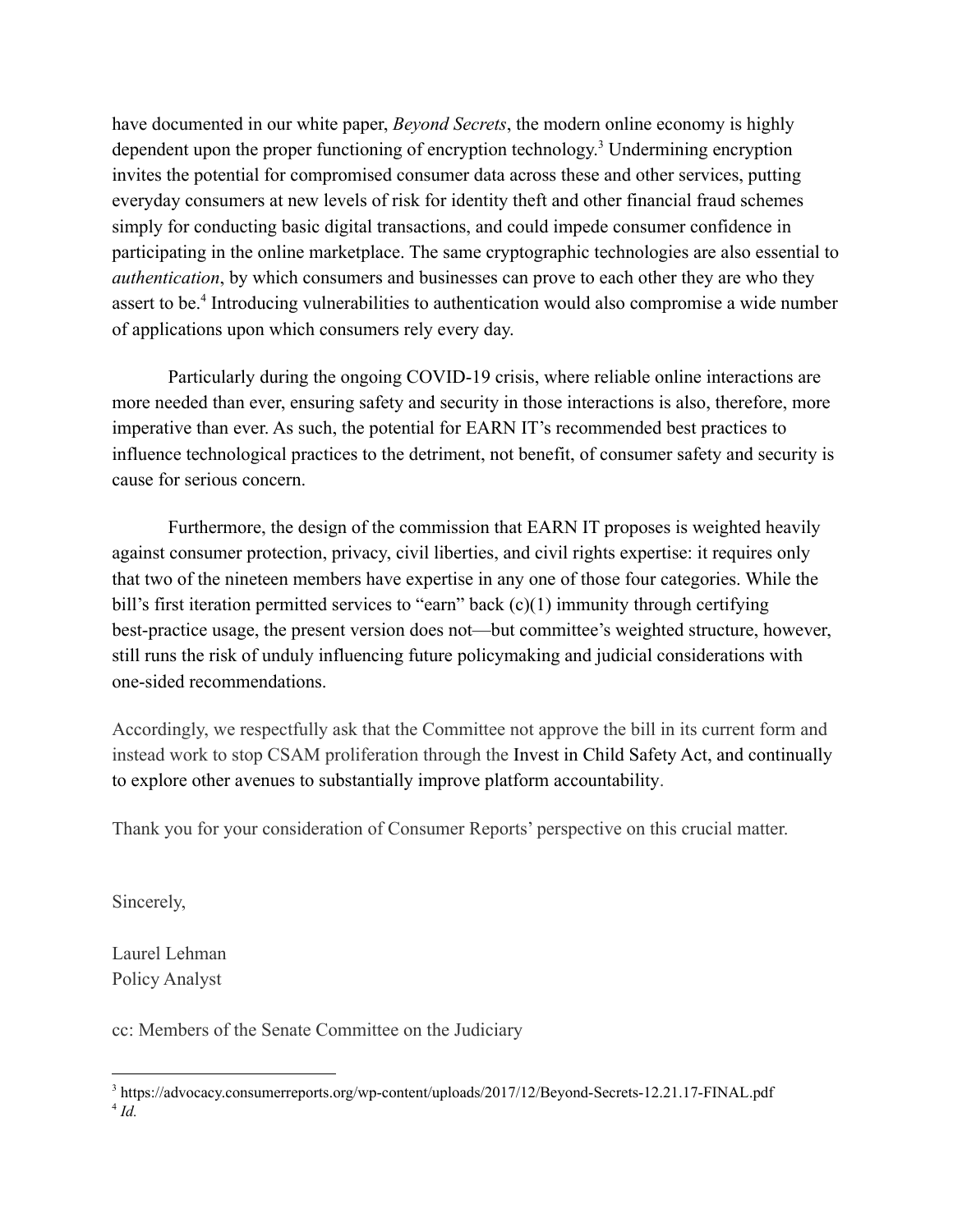have documented in our white paper, *Beyond Secrets*, the modern online economy is highly dependent upon the proper functioning of encryption technology.[3] Undermining encryption invites the potential for compromised consumer data across these and other services, putting everyday consumers at new levels of risk for identity theft and other financial fraud schemes simply for conducting basic digital transactions, and could impede consumer confidence in participating in the online marketplace. The same cryptographic technologies are also essential to *authentication*, by which consumers and businesses can prove to each other they are who they assert to be.[4] Introducing vulnerabilities to authentication would also compromise a wide number of applications upon which consumers rely every day.

Particularly during the ongoing COVID-19 crisis, where reliable online interactions are more needed than ever, ensuring safety and security in those interactions is also, therefore, more imperative than ever. As such, the potential for EARN IT's recommended best practices to influence technological practices to the detriment, not benefit, of consumer safety and security is cause for serious concern.

Furthermore, the design of the commission that EARN IT proposes is weighted heavily against consumer protection, privacy, civil liberties, and civil rights expertise: it requires only that two of the nineteen members have expertise in any one of those four categories. While the bill's first iteration permitted services to "earn" back (c)(1) immunity through certifying best-practice usage, the present version does not—but committee's weighted structure, however, still runs the risk of unduly influencing future policymaking and judicial considerations with one-sided recommendations.

Accordingly, we respectfully ask that the Committee not approve the bill in its current form and instead work to stop CSAM proliferation through the Invest in Child Safety Act, and continually to explore other avenues to substantially improve platform accountability.

Thank you for your consideration of Consumer Reports' perspective on this crucial matter.

Sincerely,

Laurel Lehman
Policy Analyst

cc: Members of the Senate Committee on the Judiciary

---

[3] https://advocacy.consumerreports.org/wp-content/uploads/2017/12/Beyond-Secrets-12.21.17-FINAL.pdf
[4] *Id.*